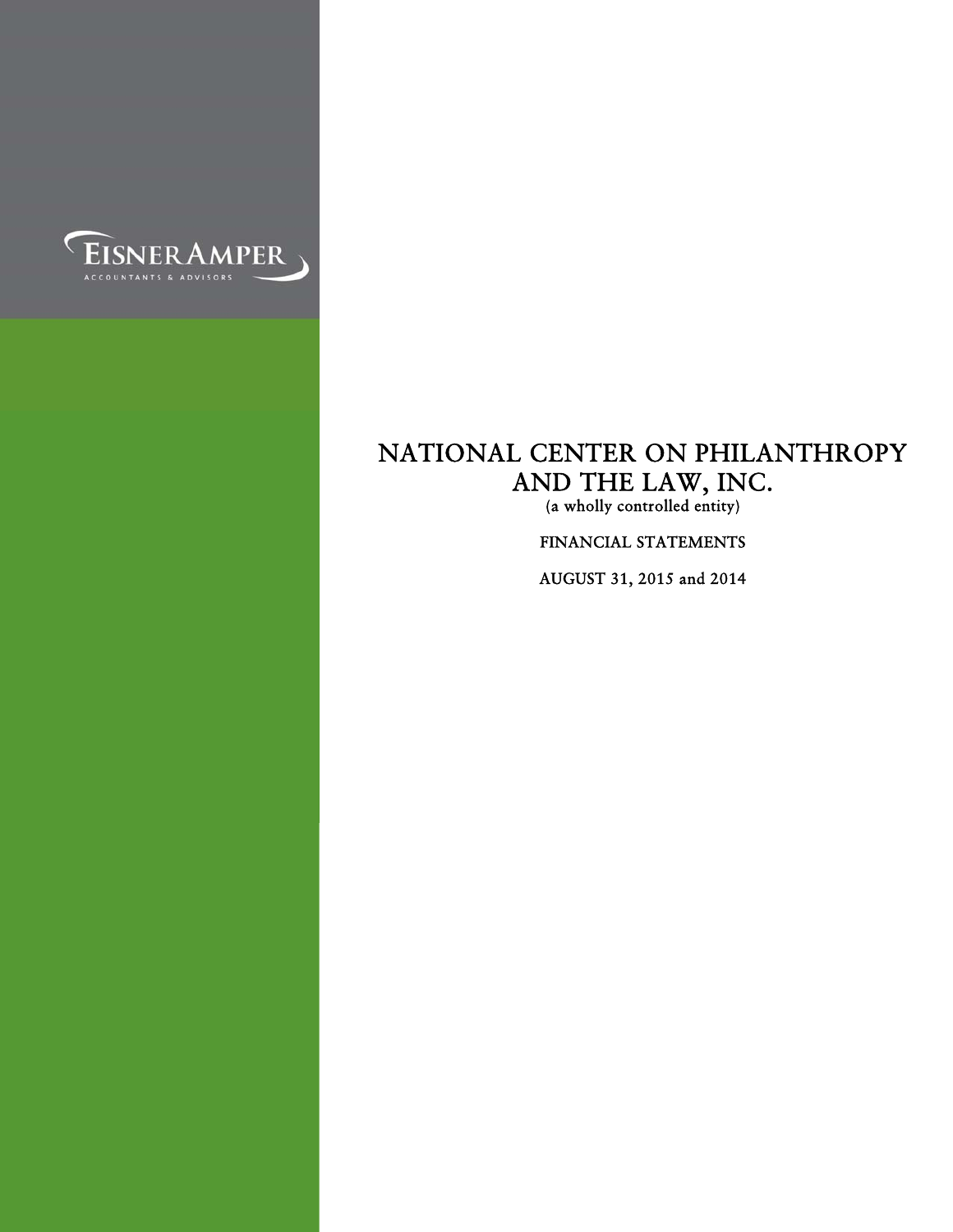EISNERAMPER

ACCOUNTANTS & ADVISORS

# NATIONAL CENTER ON PHILANTHROPY AND THE LAW, INC.

(a wholly controlled entity)

FINANCIAL STATEMENTS

AUGUST 31, 2015 and 2014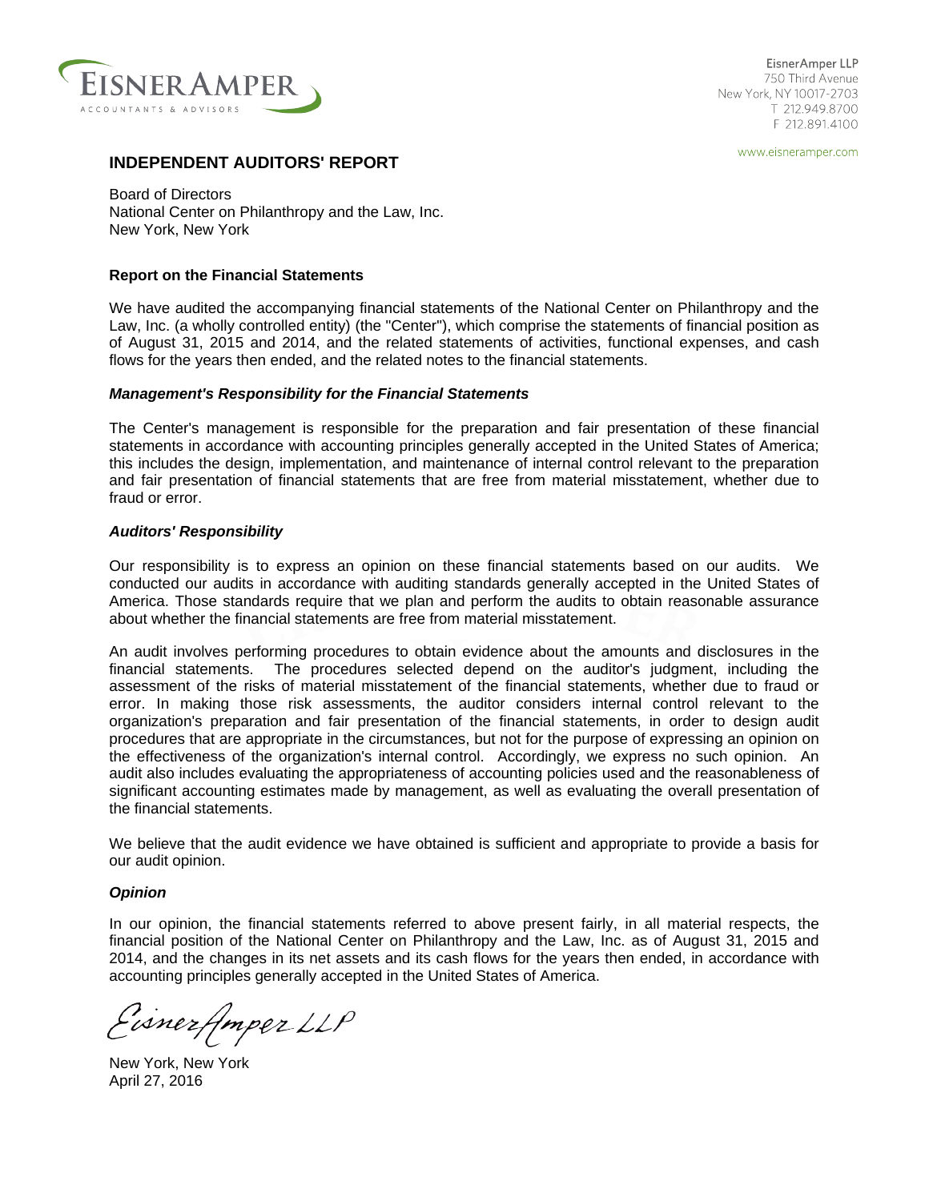EisnerAmper LLP
750 Third Avenue
New York, NY 10017-2703
T 212.949.8700
F 212.891.4100

www.eisneramper.com

## INDEPENDENT AUDITORS' REPORT

Board of Directors
National Center on Philanthropy and the Law, Inc.
New York, New York

### Report on the Financial Statements

We have audited the accompanying financial statements of the National Center on Philanthropy and the Law, Inc. (a wholly controlled entity) (the "Center"), which comprise the statements of financial position as of August 31, 2015 and 2014, and the related statements of activities, functional expenses, and cash flows for the years then ended, and the related notes to the financial statements.

### *Management's Responsibility for the Financial Statements*

The Center's management is responsible for the preparation and fair presentation of these financial statements in accordance with accounting principles generally accepted in the United States of America; this includes the design, implementation, and maintenance of internal control relevant to the preparation and fair presentation of financial statements that are free from material misstatement, whether due to fraud or error.

### *Auditors' Responsibility*

Our responsibility is to express an opinion on these financial statements based on our audits. We conducted our audits in accordance with auditing standards generally accepted in the United States of America. Those standards require that we plan and perform the audits to obtain reasonable assurance about whether the financial statements are free from material misstatement.

An audit involves performing procedures to obtain evidence about the amounts and disclosures in the financial statements. The procedures selected depend on the auditor's judgment, including the assessment of the risks of material misstatement of the financial statements, whether due to fraud or error. In making those risk assessments, the auditor considers internal control relevant to the organization's preparation and fair presentation of the financial statements, in order to design audit procedures that are appropriate in the circumstances, but not for the purpose of expressing an opinion on the effectiveness of the organization's internal control. Accordingly, we express no such opinion. An audit also includes evaluating the appropriateness of accounting policies used and the reasonableness of significant accounting estimates made by management, as well as evaluating the overall presentation of the financial statements.

We believe that the audit evidence we have obtained is sufficient and appropriate to provide a basis for our audit opinion.

### *Opinion*

In our opinion, the financial statements referred to above present fairly, in all material respects, the financial position of the National Center on Philanthropy and the Law, Inc. as of August 31, 2015 and 2014, and the changes in its net assets and its cash flows for the years then ended, in accordance with accounting principles generally accepted in the United States of America.

EisnerAmper LLP

New York, New York
April 27, 2016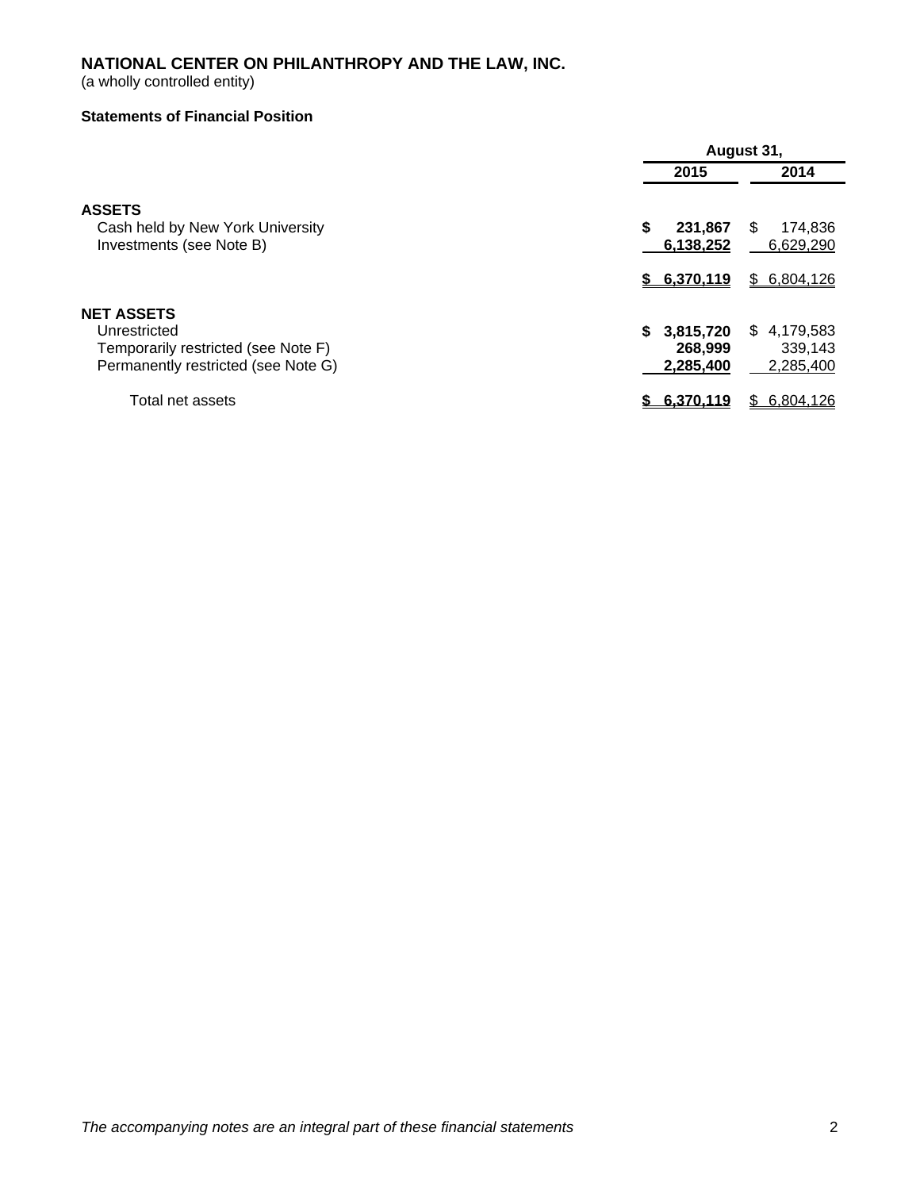# NATIONAL CENTER ON PHILANTHROPY AND THE LAW, INC.

(a wholly controlled entity)

**Statements of Financial Position**

| | August 31, | |
|---|---|---|
| | **2015** | **2014** |
| **ASSETS** | | |
| Cash held by New York University | **$ 231,867** | $ 174,836 |
| Investments (see Note B) | **6,138,252** | 6,629,290 |
| | **$ 6,370,119** | $ 6,804,126 |
| **NET ASSETS** | | |
| Unrestricted | **$ 3,815,720** | $ 4,179,583 |
| Temporarily restricted (see Note F) | **268,999** | 339,143 |
| Permanently restricted (see Note G) | **2,285,400** | 2,285,400 |
| Total net assets | **$ 6,370,119** | $ 6,804,126 |

*The accompanying notes are an integral part of these financial statements*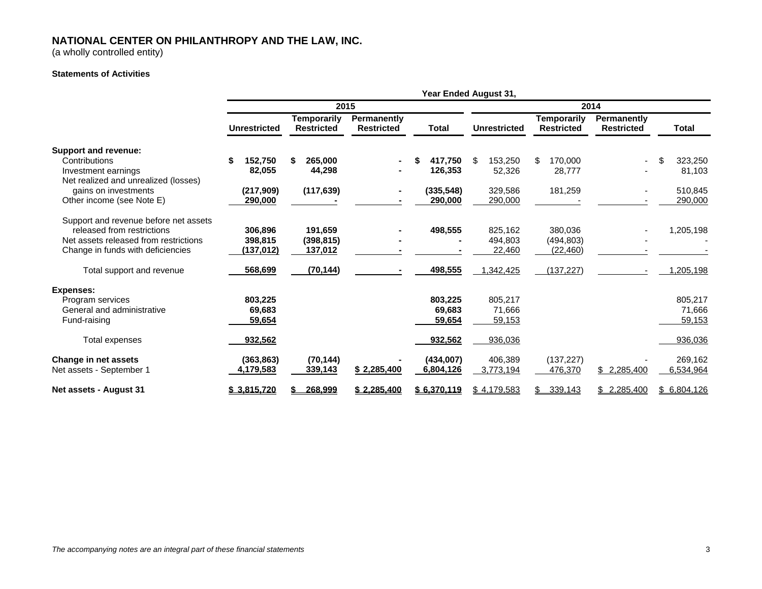# NATIONAL CENTER ON PHILANTHROPY AND THE LAW, INC.

(a wholly controlled entity)

### Statements of Activities

| | Year Ended August 31, | | | | | | | |
|---|---|---|---|---|---|---|---|---|
| | 2015 | | | | 2014 | | | |
| | Unrestricted | Temporarily Restricted | Permanently Restricted | Total | Unrestricted | Temporarily Restricted | Permanently Restricted | Total |
| **Support and revenue:** | | | | | | | | |
| Contributions | **$ 152,750** | **$ 265,000** | **-** | **$ 417,750** | $ 153,250 | $ 170,000 | - | $ 323,250 |
| Investment earnings | **82,055** | **44,298** | **-** | **126,353** | 52,326 | 28,777 | - | 81,103 |
| Net realized and unrealized (losses) gains on investments | **(217,909)** | **(117,639)** | **-** | **(335,548)** | 329,586 | 181,259 | - | 510,845 |
| Other income (see Note E) | **290,000** | **-** | **-** | **290,000** | 290,000 | - | - | 290,000 |
| Support and revenue before net assets released from restrictions | **306,896** | **191,659** | **-** | **498,555** | 825,162 | 380,036 | - | 1,205,198 |
| Net assets released from restrictions | **398,815** | **(398,815)** | **-** | **-** | 494,803 | (494,803) | - | - |
| Change in funds with deficiencies | **(137,012)** | **137,012** | **-** | **-** | 22,460 | (22,460) | - | - |
| Total support and revenue | **568,699** | **(70,144)** | **-** | **498,555** | 1,342,425 | (137,227) | - | 1,205,198 |
| **Expenses:** | | | | | | | | |
| Program services | **803,225** | | | **803,225** | 805,217 | | | 805,217 |
| General and administrative | **69,683** | | | **69,683** | 71,666 | | | 71,666 |
| Fund-raising | **59,654** | | | **59,654** | 59,153 | | | 59,153 |
| Total expenses | **932,562** | | | **932,562** | 936,036 | | | 936,036 |
| **Change in net assets** | **(363,863)** | **(70,144)** | **-** | **(434,007)** | 406,389 | (137,227) | - | 269,162 |
| Net assets - September 1 | **4,179,583** | **339,143** | **$ 2,285,400** | **6,804,126** | 3,773,194 | 476,370 | $ 2,285,400 | 6,534,964 |
| **Net assets - August 31** | **$ 3,815,720** | **$ 268,999** | **$ 2,285,400** | **$ 6,370,119** | $ 4,179,583 | $ 339,143 | $ 2,285,400 | $ 6,804,126 |

*The accompanying notes are an integral part of these financial statements*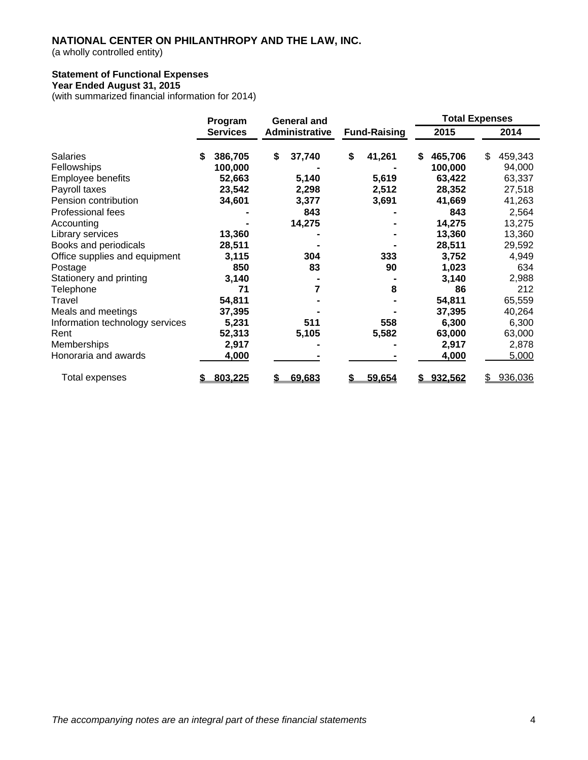**NATIONAL CENTER ON PHILANTHROPY AND THE LAW, INC.**
(a wholly controlled entity)

**Statement of Functional Expenses**
**Year Ended August 31, 2015**
(with summarized financial information for 2014)

| | Program Services | General and Administrative | Fund-Raising | Total Expenses 2015 | Total Expenses 2014 |
|---|---|---|---|---|---|
| Salaries | $ 386,705 | $ 37,740 | $ 41,261 | $ 465,706 | $ 459,343 |
| Fellowships | 100,000 | - | - | 100,000 | 94,000 |
| Employee benefits | 52,663 | 5,140 | 5,619 | 63,422 | 63,337 |
| Payroll taxes | 23,542 | 2,298 | 2,512 | 28,352 | 27,518 |
| Pension contribution | 34,601 | 3,377 | 3,691 | 41,669 | 41,263 |
| Professional fees | - | 843 | - | 843 | 2,564 |
| Accounting | - | 14,275 | - | 14,275 | 13,275 |
| Library services | 13,360 | - | - | 13,360 | 13,360 |
| Books and periodicals | 28,511 | - | - | 28,511 | 29,592 |
| Office supplies and equipment | 3,115 | 304 | 333 | 3,752 | 4,949 |
| Postage | 850 | 83 | 90 | 1,023 | 634 |
| Stationery and printing | 3,140 | - | - | 3,140 | 2,988 |
| Telephone | 71 | 7 | 8 | 86 | 212 |
| Travel | 54,811 | - | - | 54,811 | 65,559 |
| Meals and meetings | 37,395 | - | - | 37,395 | 40,264 |
| Information technology services | 5,231 | 511 | 558 | 6,300 | 6,300 |
| Rent | 52,313 | 5,105 | 5,582 | 63,000 | 63,000 |
| Memberships | 2,917 | - | - | 2,917 | 2,878 |
| Honoraria and awards | 4,000 | - | - | 4,000 | 5,000 |
| Total expenses | $ 803,225 | $ 69,683 | $ 59,654 | $ 932,562 | $ 936,036 |

*The accompanying notes are an integral part of these financial statements*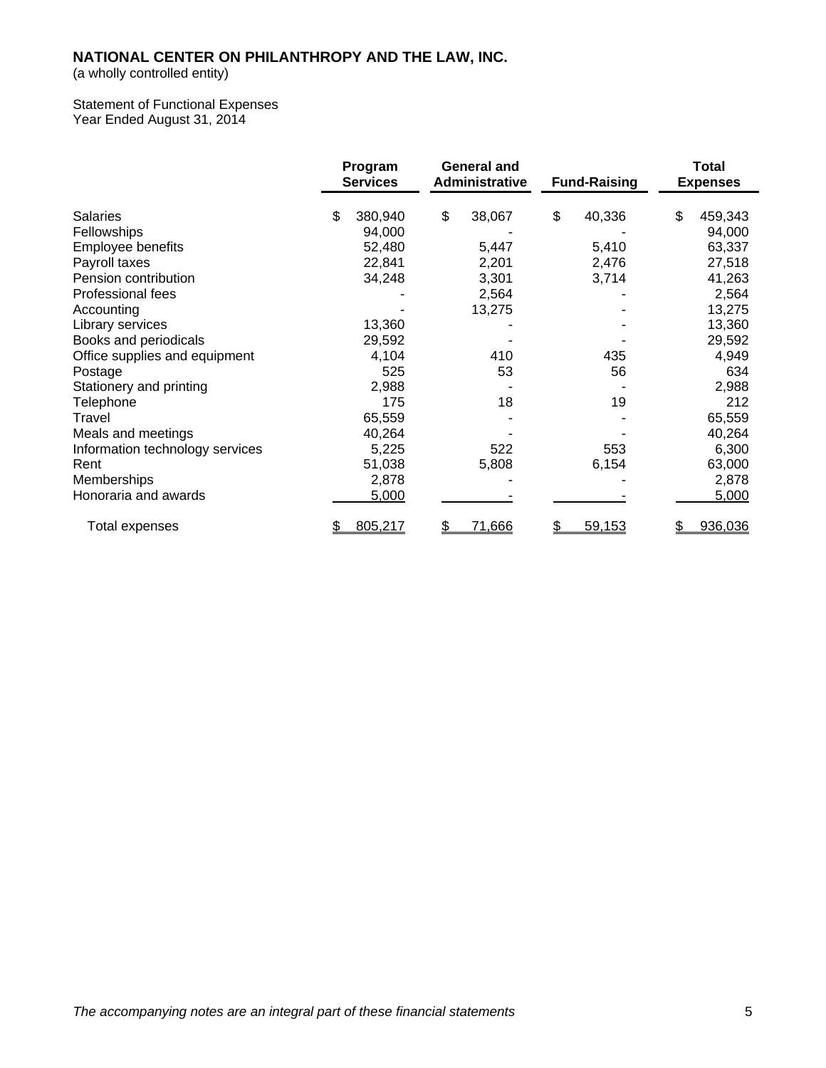**NATIONAL CENTER ON PHILANTHROPY AND THE LAW, INC.**
(a wholly controlled entity)

Statement of Functional Expenses
Year Ended August 31, 2014

| | Program Services | General and Administrative | Fund-Raising | Total Expenses |
|---|---|---|---|---|
| Salaries | $ 380,940 | $ 38,067 | $ 40,336 | $ 459,343 |
| Fellowships | 94,000 | - | - | 94,000 |
| Employee benefits | 52,480 | 5,447 | 5,410 | 63,337 |
| Payroll taxes | 22,841 | 2,201 | 2,476 | 27,518 |
| Pension contribution | 34,248 | 3,301 | 3,714 | 41,263 |
| Professional fees | - | 2,564 | - | 2,564 |
| Accounting | - | 13,275 | - | 13,275 |
| Library services | 13,360 | - | - | 13,360 |
| Books and periodicals | 29,592 | - | - | 29,592 |
| Office supplies and equipment | 4,104 | 410 | 435 | 4,949 |
| Postage | 525 | 53 | 56 | 634 |
| Stationery and printing | 2,988 | - | - | 2,988 |
| Telephone | 175 | 18 | 19 | 212 |
| Travel | 65,559 | - | - | 65,559 |
| Meals and meetings | 40,264 | - | - | 40,264 |
| Information technology services | 5,225 | 522 | 553 | 6,300 |
| Rent | 51,038 | 5,808 | 6,154 | 63,000 |
| Memberships | 2,878 | - | - | 2,878 |
| Honoraria and awards | 5,000 | - | - | 5,000 |
| Total expenses | $ 805,217 | $ 71,666 | $ 59,153 | $ 936,036 |

*The accompanying notes are an integral part of these financial statements*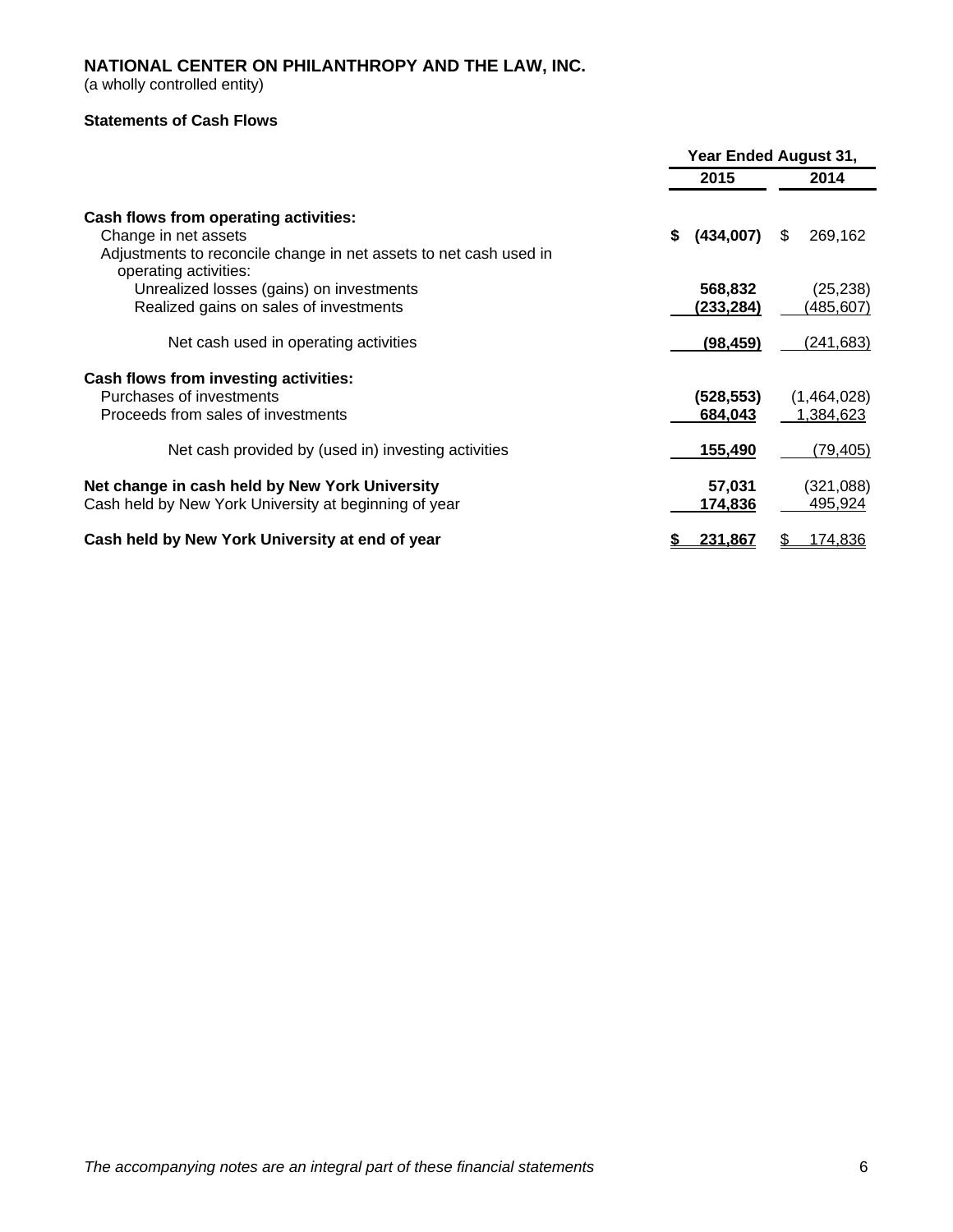# NATIONAL CENTER ON PHILANTHROPY AND THE LAW, INC.

(a wholly controlled entity)

**Statements of Cash Flows**

| | Year Ended August 31, | |
|---|---|---|
| | **2015** | **2014** |
| **Cash flows from operating activities:** | | |
| Change in net assets | **$ (434,007)** | $ 269,162 |
| Adjustments to reconcile change in net assets to net cash used in operating activities: | | |
| Unrealized losses (gains) on investments | **568,832** | (25,238) |
| Realized gains on sales of investments | **(233,284)** | (485,607) |
| Net cash used in operating activities | **(98,459)** | (241,683) |
| **Cash flows from investing activities:** | | |
| Purchases of investments | **(528,553)** | (1,464,028) |
| Proceeds from sales of investments | **684,043** | 1,384,623 |
| Net cash provided by (used in) investing activities | **155,490** | (79,405) |
| **Net change in cash held by New York University** | **57,031** | (321,088) |
| Cash held by New York University at beginning of year | **174,836** | 495,924 |
| **Cash held by New York University at end of year** | **$ 231,867** | $ 174,836 |

*The accompanying notes are an integral part of these financial statements*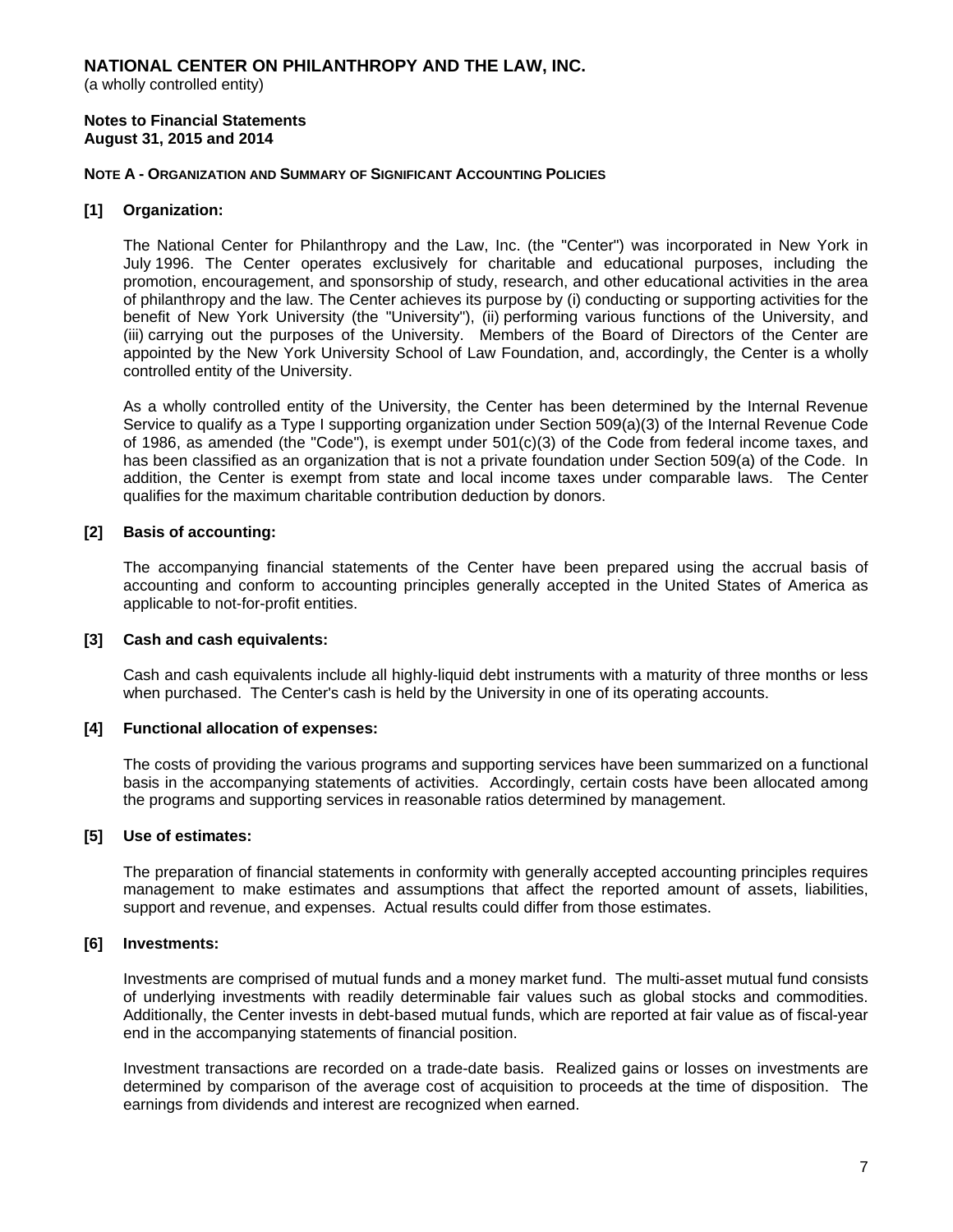**NATIONAL CENTER ON PHILANTHROPY AND THE LAW, INC.**
(a wholly controlled entity)

**Notes to Financial Statements**
**August 31, 2015 and 2014**

**NOTE A - ORGANIZATION AND SUMMARY OF SIGNIFICANT ACCOUNTING POLICIES**

**[1] Organization:**

The National Center for Philanthropy and the Law, Inc. (the "Center") was incorporated in New York in July 1996. The Center operates exclusively for charitable and educational purposes, including the promotion, encouragement, and sponsorship of study, research, and other educational activities in the area of philanthropy and the law. The Center achieves its purpose by (i) conducting or supporting activities for the benefit of New York University (the "University"), (ii) performing various functions of the University, and (iii) carrying out the purposes of the University. Members of the Board of Directors of the Center are appointed by the New York University School of Law Foundation, and, accordingly, the Center is a wholly controlled entity of the University.

As a wholly controlled entity of the University, the Center has been determined by the Internal Revenue Service to qualify as a Type I supporting organization under Section 509(a)(3) of the Internal Revenue Code of 1986, as amended (the "Code"), is exempt under 501(c)(3) of the Code from federal income taxes, and has been classified as an organization that is not a private foundation under Section 509(a) of the Code. In addition, the Center is exempt from state and local income taxes under comparable laws. The Center qualifies for the maximum charitable contribution deduction by donors.

**[2] Basis of accounting:**

The accompanying financial statements of the Center have been prepared using the accrual basis of accounting and conform to accounting principles generally accepted in the United States of America as applicable to not-for-profit entities.

**[3] Cash and cash equivalents:**

Cash and cash equivalents include all highly-liquid debt instruments with a maturity of three months or less when purchased. The Center's cash is held by the University in one of its operating accounts.

**[4] Functional allocation of expenses:**

The costs of providing the various programs and supporting services have been summarized on a functional basis in the accompanying statements of activities. Accordingly, certain costs have been allocated among the programs and supporting services in reasonable ratios determined by management.

**[5] Use of estimates:**

The preparation of financial statements in conformity with generally accepted accounting principles requires management to make estimates and assumptions that affect the reported amount of assets, liabilities, support and revenue, and expenses. Actual results could differ from those estimates.

**[6] Investments:**

Investments are comprised of mutual funds and a money market fund. The multi-asset mutual fund consists of underlying investments with readily determinable fair values such as global stocks and commodities. Additionally, the Center invests in debt-based mutual funds, which are reported at fair value as of fiscal-year end in the accompanying statements of financial position.

Investment transactions are recorded on a trade-date basis. Realized gains or losses on investments are determined by comparison of the average cost of acquisition to proceeds at the time of disposition. The earnings from dividends and interest are recognized when earned.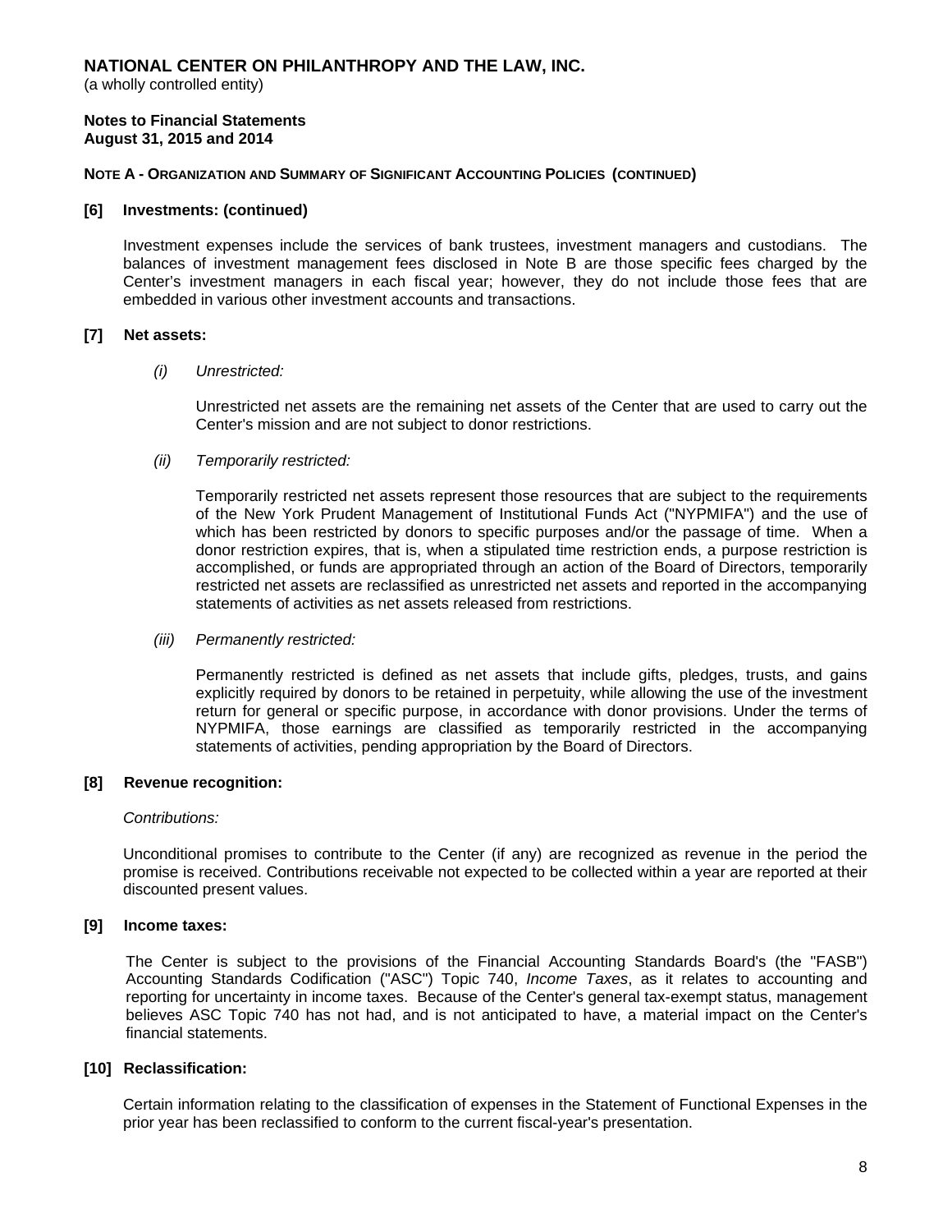**NATIONAL CENTER ON PHILANTHROPY AND THE LAW, INC.**
(a wholly controlled entity)

**Notes to Financial Statements**
**August 31, 2015 and 2014**

**NOTE A - ORGANIZATION AND SUMMARY OF SIGNIFICANT ACCOUNTING POLICIES (CONTINUED)**

**[6] Investments: (continued)**

Investment expenses include the services of bank trustees, investment managers and custodians. The balances of investment management fees disclosed in Note B are those specific fees charged by the Center's investment managers in each fiscal year; however, they do not include those fees that are embedded in various other investment accounts and transactions.

**[7] Net assets:**

*(i) Unrestricted:*

Unrestricted net assets are the remaining net assets of the Center that are used to carry out the Center's mission and are not subject to donor restrictions.

*(ii) Temporarily restricted:*

Temporarily restricted net assets represent those resources that are subject to the requirements of the New York Prudent Management of Institutional Funds Act ("NYPMIFA") and the use of which has been restricted by donors to specific purposes and/or the passage of time. When a donor restriction expires, that is, when a stipulated time restriction ends, a purpose restriction is accomplished, or funds are appropriated through an action of the Board of Directors, temporarily restricted net assets are reclassified as unrestricted net assets and reported in the accompanying statements of activities as net assets released from restrictions.

*(iii) Permanently restricted:*

Permanently restricted is defined as net assets that include gifts, pledges, trusts, and gains explicitly required by donors to be retained in perpetuity, while allowing the use of the investment return for general or specific purpose, in accordance with donor provisions. Under the terms of NYPMIFA, those earnings are classified as temporarily restricted in the accompanying statements of activities, pending appropriation by the Board of Directors.

**[8] Revenue recognition:**

*Contributions:*

Unconditional promises to contribute to the Center (if any) are recognized as revenue in the period the promise is received. Contributions receivable not expected to be collected within a year are reported at their discounted present values.

**[9] Income taxes:**

The Center is subject to the provisions of the Financial Accounting Standards Board's (the "FASB") Accounting Standards Codification ("ASC") Topic 740, *Income Taxes*, as it relates to accounting and reporting for uncertainty in income taxes. Because of the Center's general tax-exempt status, management believes ASC Topic 740 has not had, and is not anticipated to have, a material impact on the Center's financial statements.

**[10] Reclassification:**

Certain information relating to the classification of expenses in the Statement of Functional Expenses in the prior year has been reclassified to conform to the current fiscal-year's presentation.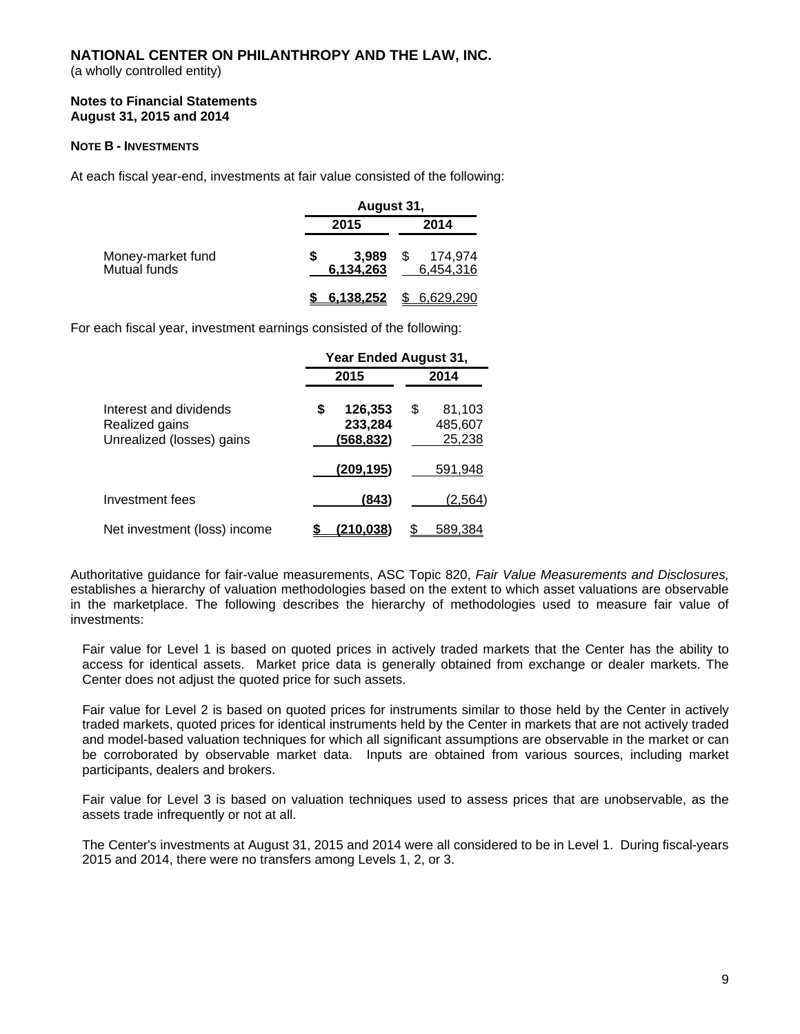**NATIONAL CENTER ON PHILANTHROPY AND THE LAW, INC.**
(a wholly controlled entity)

**Notes to Financial Statements**
**August 31, 2015 and 2014**

**NOTE B - INVESTMENTS**

At each fiscal year-end, investments at fair value consisted of the following:

| | August 31, 2015 | August 31, 2014 |
|---|---|---|
| Money-market fund | **$ 3,989** | $ 174,974 |
| Mutual funds | **6,134,263** | 6,454,316 |
| | **$ 6,138,252** | $ 6,629,290 |

For each fiscal year, investment earnings consisted of the following:

| | Year Ended August 31, 2015 | Year Ended August 31, 2014 |
|---|---|---|
| Interest and dividends | **$ 126,353** | $ 81,103 |
| Realized gains | **233,284** | 485,607 |
| Unrealized (losses) gains | **(568,832)** | 25,238 |
| | **(209,195)** | 591,948 |
| Investment fees | **(843)** | (2,564) |
| Net investment (loss) income | **$ (210,038)** | $ 589,384 |

Authoritative guidance for fair-value measurements, ASC Topic 820, *Fair Value Measurements and Disclosures,* establishes a hierarchy of valuation methodologies based on the extent to which asset valuations are observable in the marketplace. The following describes the hierarchy of methodologies used to measure fair value of investments:

Fair value for Level 1 is based on quoted prices in actively traded markets that the Center has the ability to access for identical assets. Market price data is generally obtained from exchange or dealer markets. The Center does not adjust the quoted price for such assets.

Fair value for Level 2 is based on quoted prices for instruments similar to those held by the Center in actively traded markets, quoted prices for identical instruments held by the Center in markets that are not actively traded and model-based valuation techniques for which all significant assumptions are observable in the market or can be corroborated by observable market data. Inputs are obtained from various sources, including market participants, dealers and brokers.

Fair value for Level 3 is based on valuation techniques used to assess prices that are unobservable, as the assets trade infrequently or not at all.

The Center's investments at August 31, 2015 and 2014 were all considered to be in Level 1. During fiscal-years 2015 and 2014, there were no transfers among Levels 1, 2, or 3.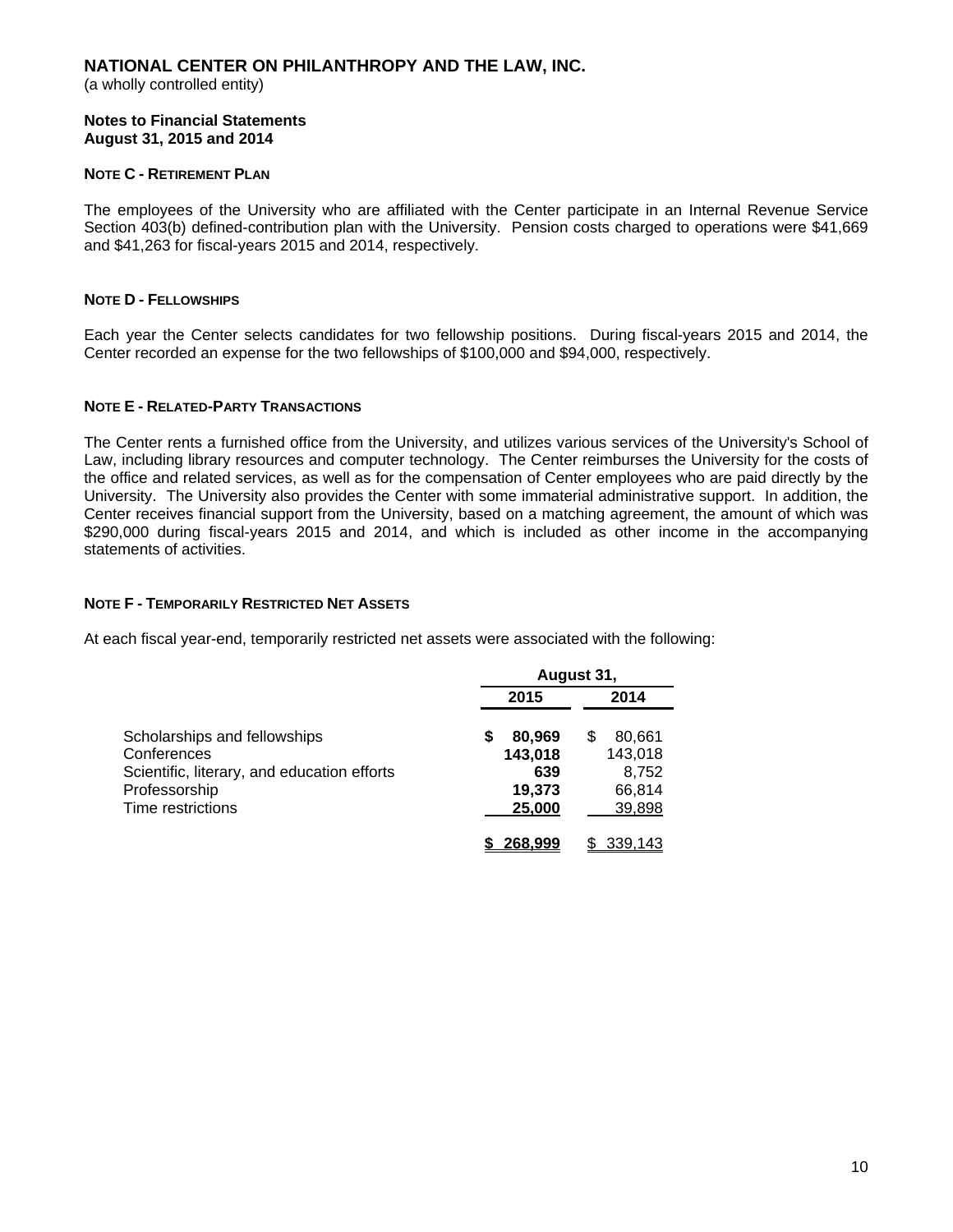**NATIONAL CENTER ON PHILANTHROPY AND THE LAW, INC.**
(a wholly controlled entity)

**Notes to Financial Statements**
**August 31, 2015 and 2014**

**NOTE C - RETIREMENT PLAN**

The employees of the University who are affiliated with the Center participate in an Internal Revenue Service Section 403(b) defined-contribution plan with the University. Pension costs charged to operations were $41,669 and $41,263 for fiscal-years 2015 and 2014, respectively.

**NOTE D - FELLOWSHIPS**

Each year the Center selects candidates for two fellowship positions. During fiscal-years 2015 and 2014, the Center recorded an expense for the two fellowships of $100,000 and $94,000, respectively.

**NOTE E - RELATED-PARTY TRANSACTIONS**

The Center rents a furnished office from the University, and utilizes various services of the University's School of Law, including library resources and computer technology. The Center reimburses the University for the costs of the office and related services, as well as for the compensation of Center employees who are paid directly by the University. The University also provides the Center with some immaterial administrative support. In addition, the Center receives financial support from the University, based on a matching agreement, the amount of which was $290,000 during fiscal-years 2015 and 2014, and which is included as other income in the accompanying statements of activities.

**NOTE F - TEMPORARILY RESTRICTED NET ASSETS**

At each fiscal year-end, temporarily restricted net assets were associated with the following:

| | August 31, | |
|---|---|---|
| | **2015** | **2014** |
| Scholarships and fellowships | **$ 80,969** | $ 80,661 |
| Conferences | **143,018** | 143,018 |
| Scientific, literary, and education efforts | **639** | 8,752 |
| Professorship | **19,373** | 66,814 |
| Time restrictions | **25,000** | 39,898 |
| | **$ 268,999** | $ 339,143 |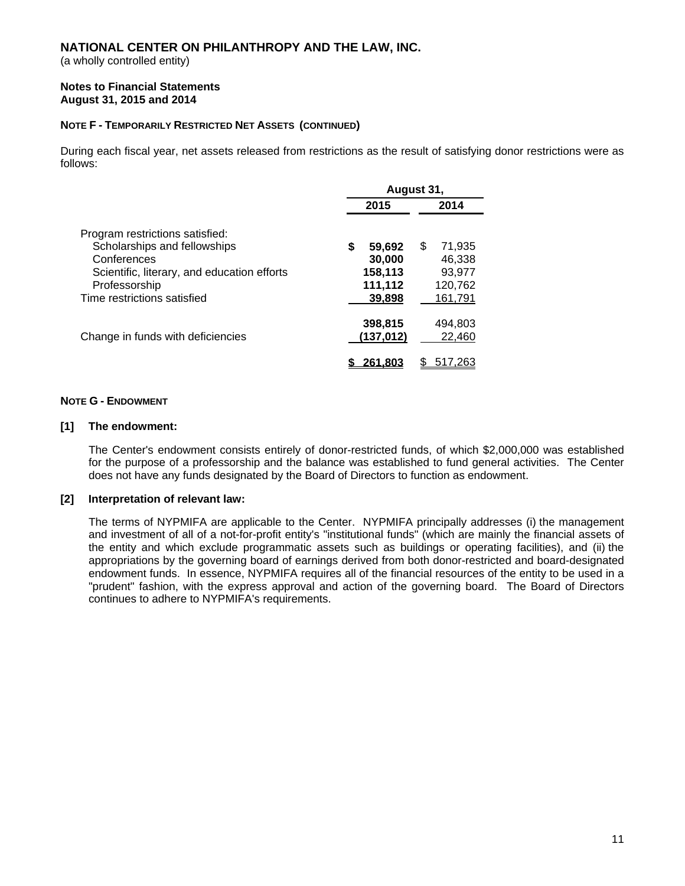**NATIONAL CENTER ON PHILANTHROPY AND THE LAW, INC.**
(a wholly controlled entity)

**Notes to Financial Statements**
**August 31, 2015 and 2014**

**NOTE F - TEMPORARILY RESTRICTED NET ASSETS (CONTINUED)**

During each fiscal year, net assets released from restrictions as the result of satisfying donor restrictions were as follows:

| | August 31, | |
|---|---|---|
| | **2015** | **2014** |
| Program restrictions satisfied: | | |
| Scholarships and fellowships | **$ 59,692** | $ 71,935 |
| Conferences | **30,000** | 46,338 |
| Scientific, literary, and education efforts | **158,113** | 93,977 |
| Professorship | **111,112** | 120,762 |
| Time restrictions satisfied | **39,898** | 161,791 |
| | **398,815** | 494,803 |
| Change in funds with deficiencies | **(137,012)** | 22,460 |
| | **$ 261,803** | $ 517,263 |

**NOTE G - ENDOWMENT**

**[1] The endowment:**

The Center's endowment consists entirely of donor-restricted funds, of which $2,000,000 was established for the purpose of a professorship and the balance was established to fund general activities. The Center does not have any funds designated by the Board of Directors to function as endowment.

**[2] Interpretation of relevant law:**

The terms of NYPMIFA are applicable to the Center. NYPMIFA principally addresses (i) the management and investment of all of a not-for-profit entity's "institutional funds" (which are mainly the financial assets of the entity and which exclude programmatic assets such as buildings or operating facilities), and (ii) the appropriations by the governing board of earnings derived from both donor-restricted and board-designated endowment funds. In essence, NYPMIFA requires all of the financial resources of the entity to be used in a "prudent" fashion, with the express approval and action of the governing board. The Board of Directors continues to adhere to NYPMIFA's requirements.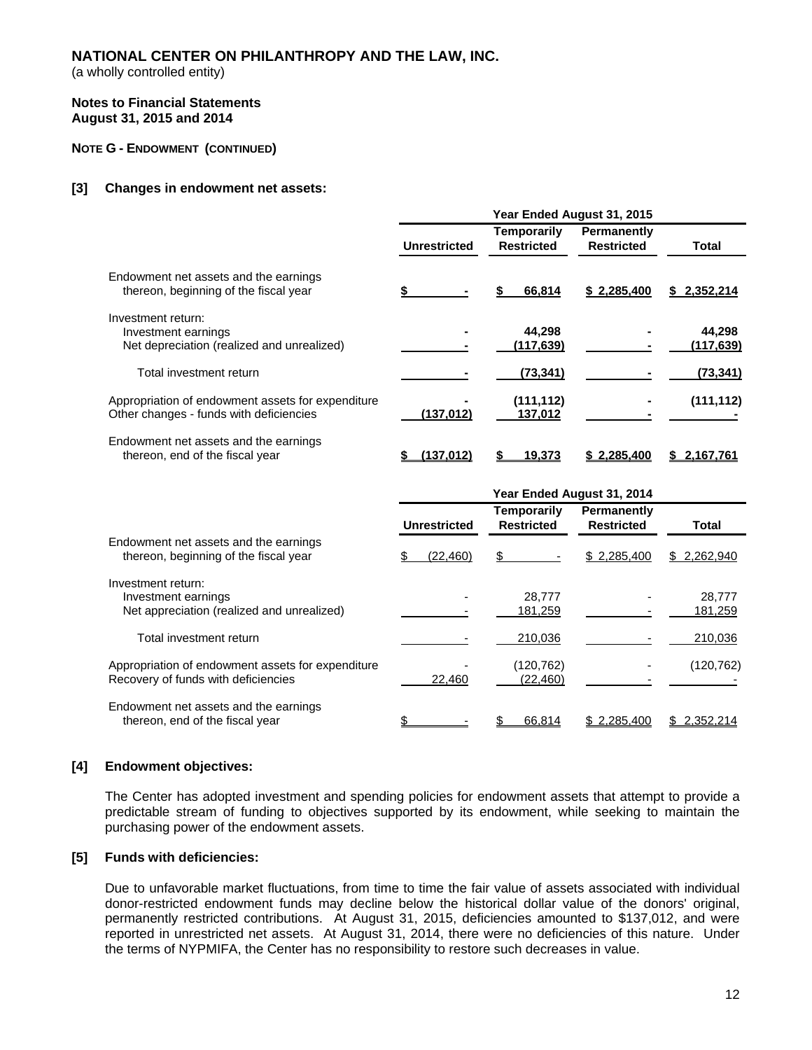**NATIONAL CENTER ON PHILANTHROPY AND THE LAW, INC.**
(a wholly controlled entity)

**Notes to Financial Statements**
**August 31, 2015 and 2014**

**NOTE G - ENDOWMENT (CONTINUED)**

**[3] Changes in endowment net assets:**

| | Year Ended August 31, 2015 | | | |
|---|---|---|---|---|
| | **Unrestricted** | **Temporarily Restricted** | **Permanently Restricted** | **Total** |
| Endowment net assets and the earnings thereon, beginning of the fiscal year | **$ -** | **$ 66,814** | **$ 2,285,400** | **$ 2,352,214** |
| Investment return: | | | | |
| Investment earnings | **-** | **44,298** | **-** | **44,298** |
| Net depreciation (realized and unrealized) | **-** | **(117,639)** | **-** | **(117,639)** |
| Total investment return | **-** | **(73,341)** | **-** | **(73,341)** |
| Appropriation of endowment assets for expenditure | **-** | **(111,112)** | **-** | **(111,112)** |
| Other changes - funds with deficiencies | **(137,012)** | **137,012** | **-** | **-** |
| Endowment net assets and the earnings thereon, end of the fiscal year | **$ (137,012)** | **$ 19,373** | **$ 2,285,400** | **$ 2,167,761** |

| | Year Ended August 31, 2014 | | | |
|---|---|---|---|---|
| | **Unrestricted** | **Temporarily Restricted** | **Permanently Restricted** | **Total** |
| Endowment net assets and the earnings thereon, beginning of the fiscal year | $ (22,460) | $ - | $ 2,285,400 | $ 2,262,940 |
| Investment return: | | | | |
| Investment earnings | - | 28,777 | - | 28,777 |
| Net appreciation (realized and unrealized) | - | 181,259 | - | 181,259 |
| Total investment return | - | 210,036 | - | 210,036 |
| Appropriation of endowment assets for expenditure | - | (120,762) | - | (120,762) |
| Recovery of funds with deficiencies | 22,460 | (22,460) | - | - |
| Endowment net assets and the earnings thereon, end of the fiscal year | $ - | $ 66,814 | $ 2,285,400 | $ 2,352,214 |

**[4] Endowment objectives:**

The Center has adopted investment and spending policies for endowment assets that attempt to provide a predictable stream of funding to objectives supported by its endowment, while seeking to maintain the purchasing power of the endowment assets.

**[5] Funds with deficiencies:**

Due to unfavorable market fluctuations, from time to time the fair value of assets associated with individual donor-restricted endowment funds may decline below the historical dollar value of the donors' original, permanently restricted contributions. At August 31, 2015, deficiencies amounted to $137,012, and were reported in unrestricted net assets. At August 31, 2014, there were no deficiencies of this nature. Under the terms of NYPMIFA, the Center has no responsibility to restore such decreases in value.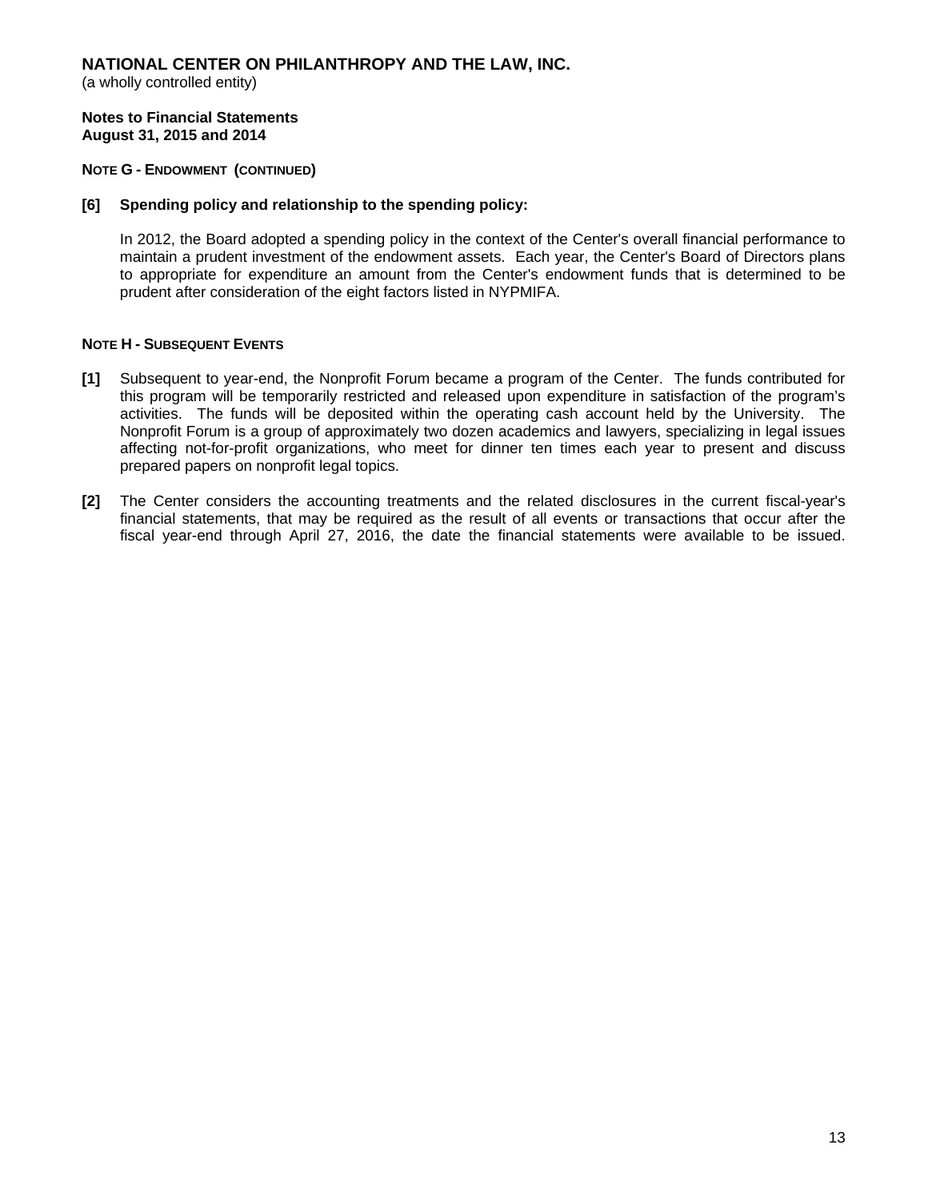**NATIONAL CENTER ON PHILANTHROPY AND THE LAW, INC.**
(a wholly controlled entity)

**Notes to Financial Statements**
**August 31, 2015 and 2014**

**NOTE G - ENDOWMENT (CONTINUED)**

**[6] Spending policy and relationship to the spending policy:**

In 2012, the Board adopted a spending policy in the context of the Center's overall financial performance to maintain a prudent investment of the endowment assets. Each year, the Center's Board of Directors plans to appropriate for expenditure an amount from the Center's endowment funds that is determined to be prudent after consideration of the eight factors listed in NYPMIFA.

**NOTE H - SUBSEQUENT EVENTS**

**[1]** Subsequent to year-end, the Nonprofit Forum became a program of the Center. The funds contributed for this program will be temporarily restricted and released upon expenditure in satisfaction of the program's activities. The funds will be deposited within the operating cash account held by the University. The Nonprofit Forum is a group of approximately two dozen academics and lawyers, specializing in legal issues affecting not-for-profit organizations, who meet for dinner ten times each year to present and discuss prepared papers on nonprofit legal topics.

**[2]** The Center considers the accounting treatments and the related disclosures in the current fiscal-year's financial statements, that may be required as the result of all events or transactions that occur after the fiscal year-end through April 27, 2016, the date the financial statements were available to be issued.